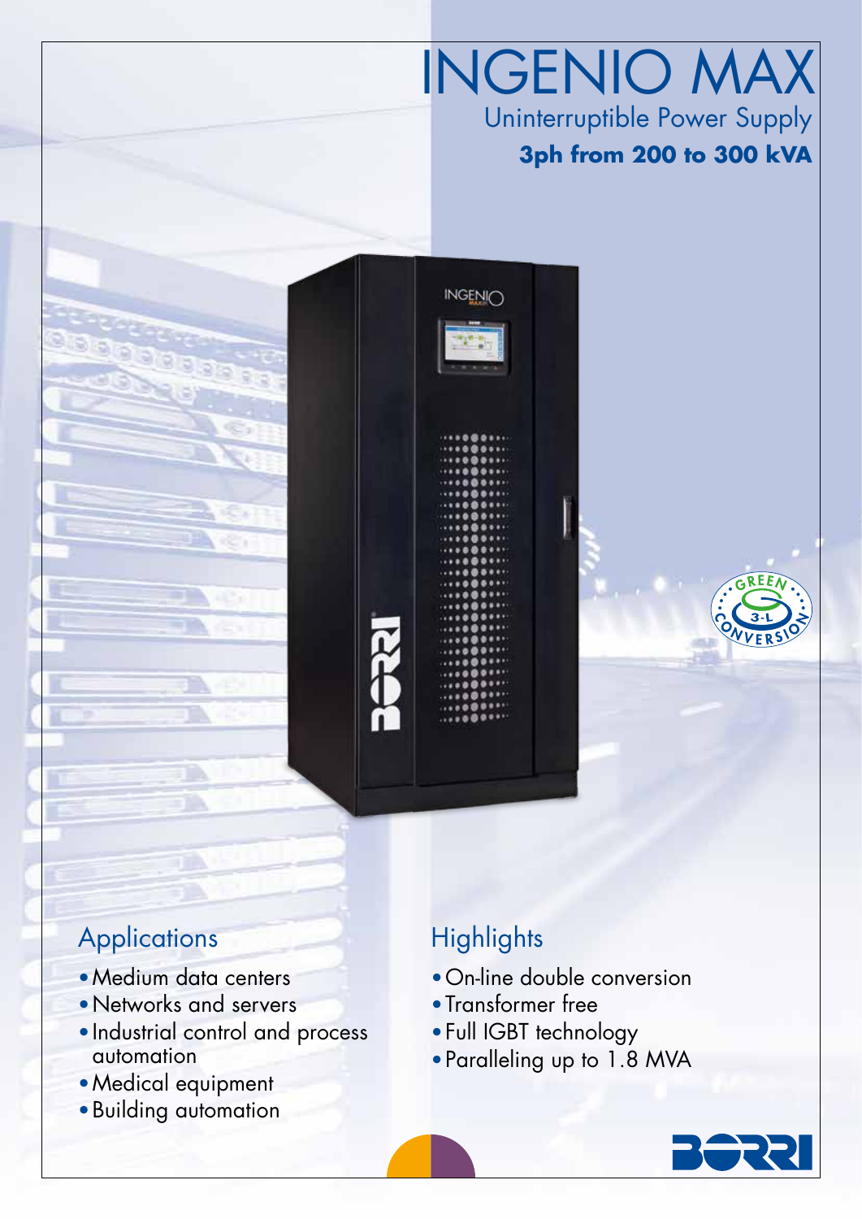# INGENIO MAX

## Uninterruptible Power Supply

**3ph from 200 to 300 kVA**

## Applications

- Medium data centers
- Networks and servers
- Industrial control and process automation
- Medical equipment
- Building automation

## Highlights

- On-line double conversion
- Transformer free
- Full IGBT technology
- Paralleling up to 1.8 MVA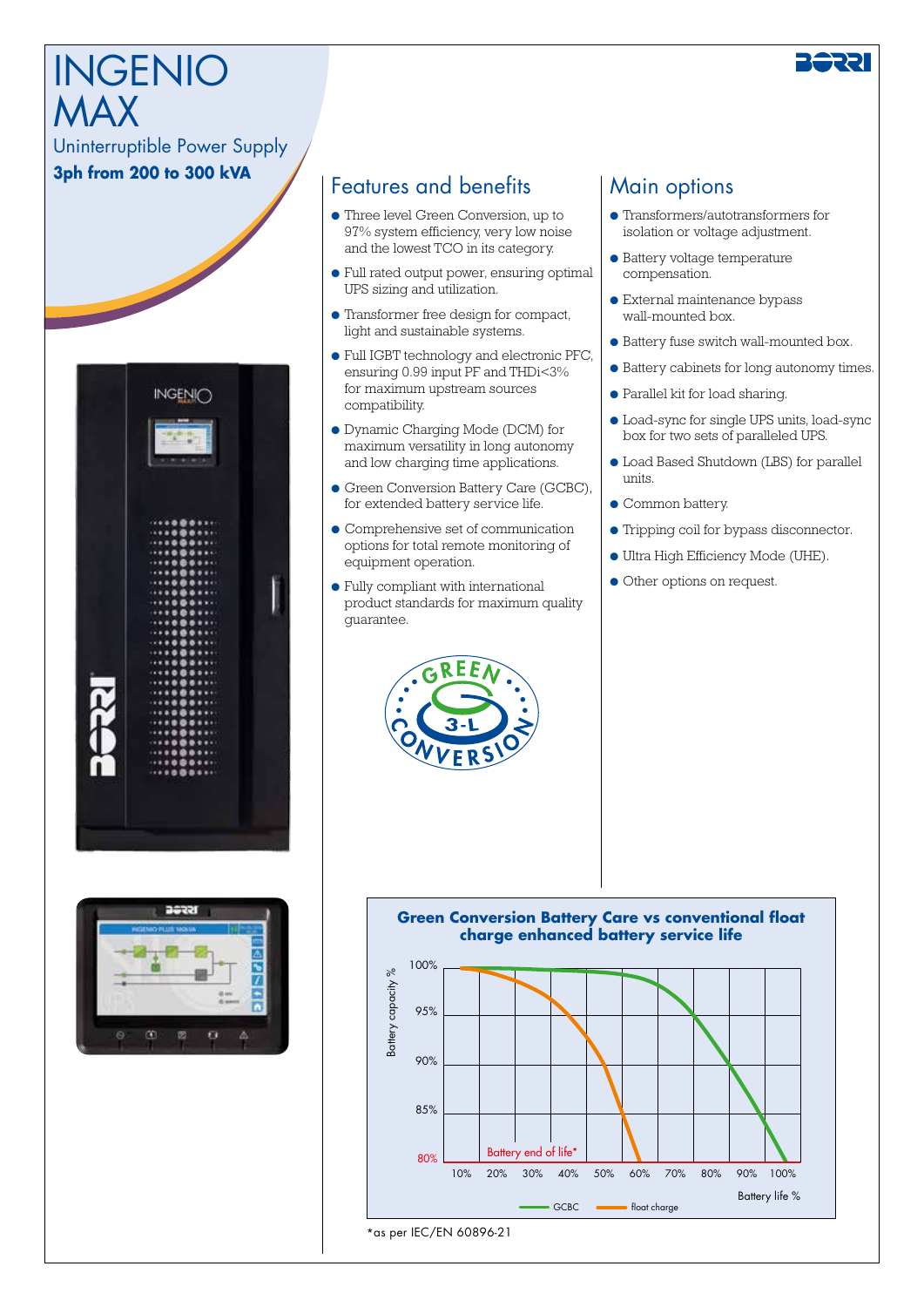# INGENIO MAX

Uninterruptible Power Supply

**3ph from 200 to 300 kVA**

## Features and benefits

- Three level Green Conversion, up to 97% system efficiency, very low noise and the lowest TCO in its category.
- Full rated output power, ensuring optimal UPS sizing and utilization.
- Transformer free design for compact, light and sustainable systems.
- Full IGBT technology and electronic PFC, ensuring 0.99 input PF and THDi<3% for maximum upstream sources compatibility.
- Dynamic Charging Mode (DCM) for maximum versatility in long autonomy and low charging time applications.
- Green Conversion Battery Care (GCBC), for extended battery service life.
- Comprehensive set of communication options for total remote monitoring of equipment operation.
- Fully compliant with international product standards for maximum quality guarantee.

## Main options

- Transformers/autotransformers for isolation or voltage adjustment.
- Battery voltage temperature compensation.
- External maintenance bypass wall-mounted box.
- Battery fuse switch wall-mounted box.
- Battery cabinets for long autonomy times.
- Parallel kit for load sharing.
- Load-sync for single UPS units, load-sync box for two sets of paralleled UPS.
- Load Based Shutdown (LBS) for parallel units.
- Common battery.
- Tripping coil for bypass disconnector.
- Ultra High Efficiency Mode (UHE).
- Other options on request.

**Green Conversion Battery Care vs conventional float charge enhanced battery service life**

Battery capacity % (80%–100%) vs Battery life % (10%–100%); curves: GCBC, float charge; Battery end of life* at 80%

*as per IEC/EN 60896-21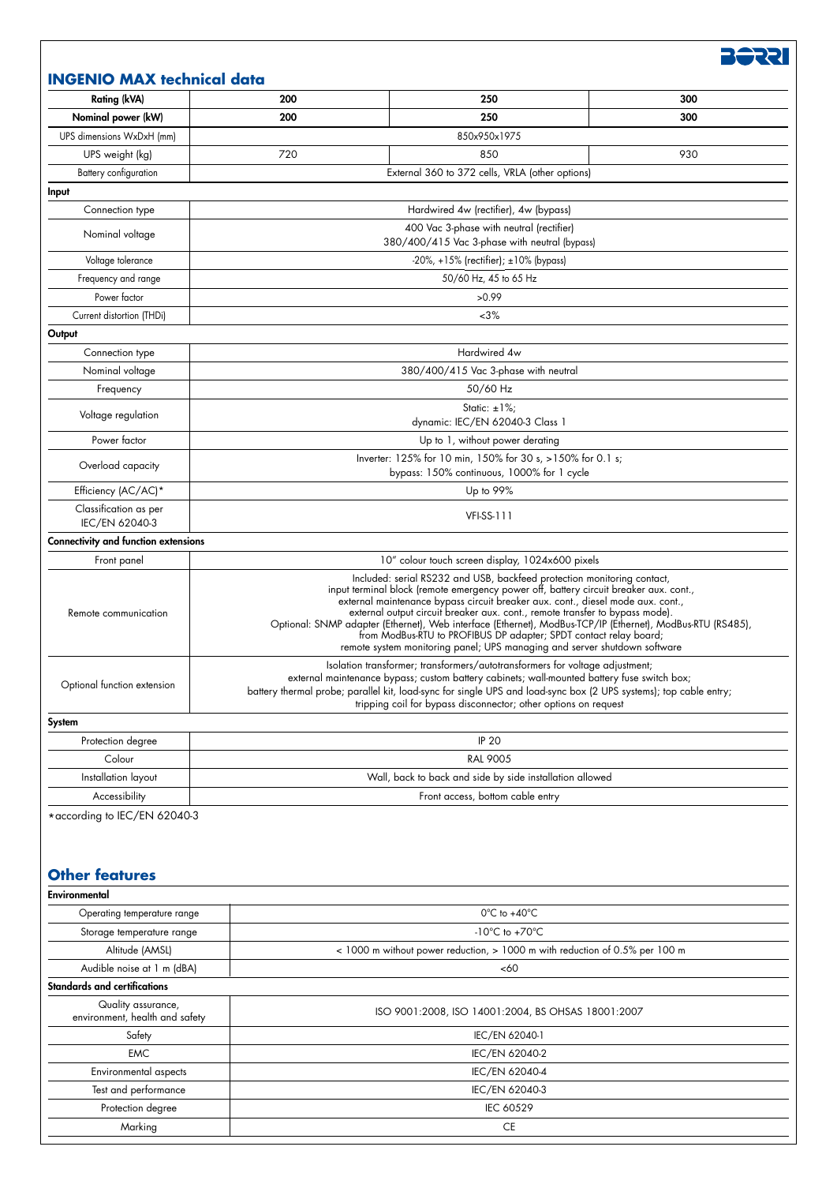## INGENIO MAX technical data

| Rating (kVA) | 200 | 250 | 300 |
|---|---|---|---|
| Nominal power (kW) | 200 | 250 | 300 |
| UPS dimensions WxDxH (mm) | 850x950x1975 | | |
| UPS weight (kg) | 720 | 850 | 930 |
| Battery configuration | External 360 to 372 cells, VRLA (other options) | | |
| **Input** | | | |
| Connection type | Hardwired 4w (rectifier), 4w (bypass) | | |
| Nominal voltage | 400 Vac 3-phase with neutral (rectifier) 380/400/415 Vac 3-phase with neutral (bypass) | | |
| Voltage tolerance | -20%, +15% (rectifier); ±10% (bypass) | | |
| Frequency and range | 50/60 Hz, 45 to 65 Hz | | |
| Power factor | >0.99 | | |
| Current distortion (THDi) | <3% | | |
| **Output** | | | |
| Connection type | Hardwired 4w | | |
| Nominal voltage | 380/400/415 Vac 3-phase with neutral | | |
| Frequency | 50/60 Hz | | |
| Voltage regulation | Static: ±1%; dynamic: IEC/EN 62040-3 Class 1 | | |
| Power factor | Up to 1, without power derating | | |
| Overload capacity | Inverter: 125% for 10 min, 150% for 30 s, >150% for 0.1 s; bypass: 150% continuous, 1000% for 1 cycle | | |
| Efficiency (AC/AC)* | Up to 99% | | |
| Classification as per IEC/EN 62040-3 | VFI-SS-111 | | |
| **Connectivity and function extensions** | | | |
| Front panel | 10" colour touch screen display, 1024x600 pixels | | |
| Remote communication | Included: serial RS232 and USB, backfeed protection monitoring contact, input terminal block (remote emergency power off, battery circuit breaker aux. cont., external maintenance bypass circuit breaker aux. cont., diesel mode aux. cont., external output circuit breaker aux. cont., remote transfer to bypass mode). Optional: SNMP adapter (Ethernet), Web interface (Ethernet), ModBus-TCP/IP (Ethernet), ModBus-RTU (RS485), from ModBus-RTU to PROFIBUS DP adapter; SPDT contact relay board; remote system monitoring panel; UPS managing and server shutdown software | | |
| Optional function extension | Isolation transformer; transformers/autotransformers for voltage adjustment; external maintenance bypass; custom battery cabinets; wall-mounted battery fuse switch box; battery thermal probe; parallel kit, load-sync for single UPS and load-sync box (2 UPS systems); top cable entry; tripping coil for bypass disconnector; other options on request | | |
| **System** | | | |
| Protection degree | IP 20 | | |
| Colour | RAL 9005 | | |
| Installation layout | Wall, back to back and side by side installation allowed | | |
| Accessibility | Front access, bottom cable entry | | |

*according to IEC/EN 62040-3

## Other features

| **Environmental** | |
|---|---|
| Operating temperature range | 0°C to +40°C |
| Storage temperature range | -10°C to +70°C |
| Altitude (AMSL) | < 1000 m without power reduction, > 1000 m with reduction of 0.5% per 100 m |
| Audible noise at 1 m (dBA) | <60 |
| **Standards and certifications** | |
| Quality assurance, environment, health and safety | ISO 9001:2008, ISO 14001:2004, BS OHSAS 18001:2007 |
| Safety | IEC/EN 62040-1 |
| EMC | IEC/EN 62040-2 |
| Environmental aspects | IEC/EN 62040-4 |
| Test and performance | IEC/EN 62040-3 |
| Protection degree | IEC 60529 |
| Marking | CE |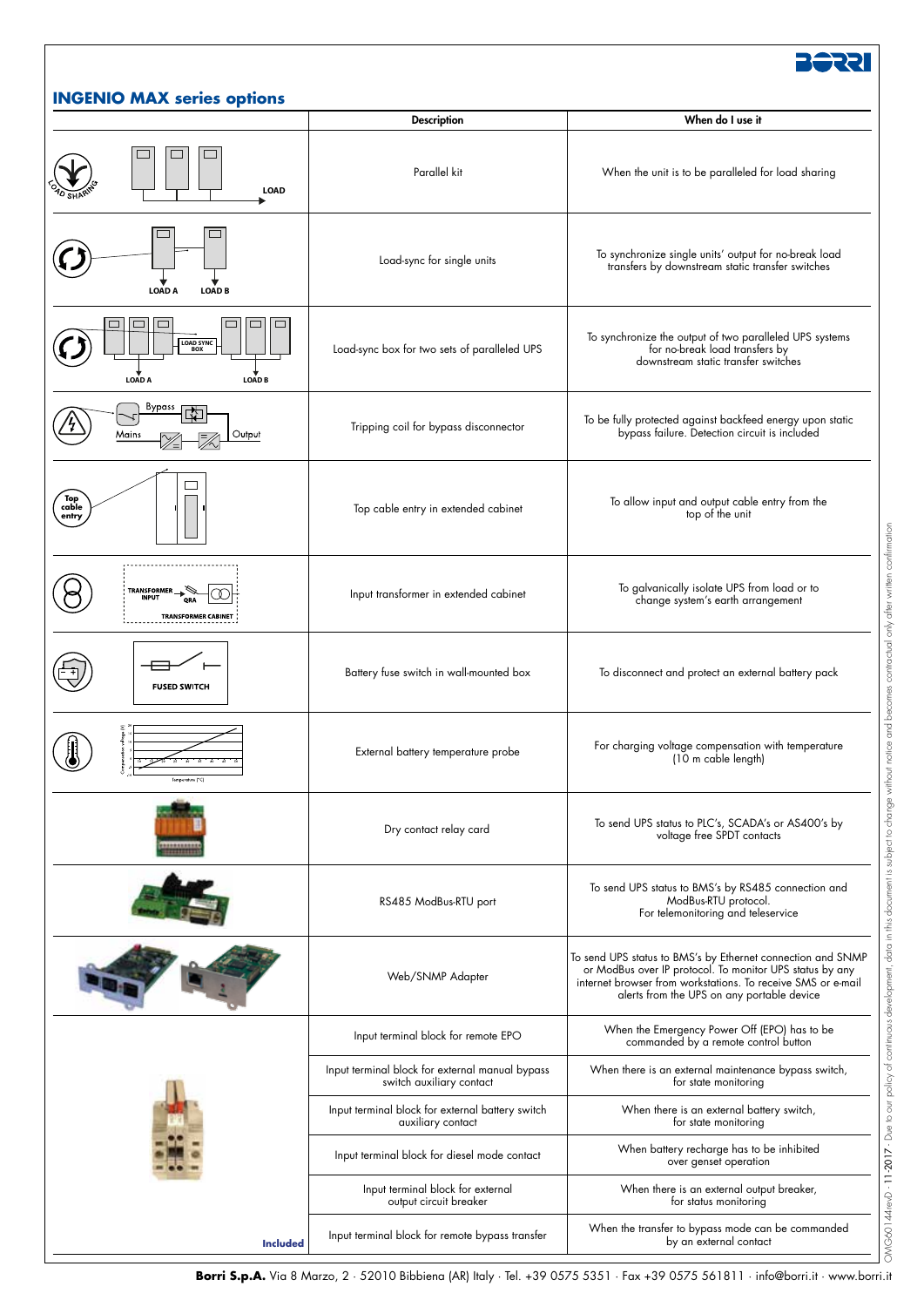## INGENIO MAX series options

| | Description | When do I use it |
|---|---|---|
| LOAD SHARING / LOAD | Parallel kit | When the unit is to be paralleled for load sharing |
| LOAD A / LOAD B | Load-sync for single units | To synchronize single units' output for no-break load transfers by downstream static transfer switches |
| LOAD SYNC BOX / LOAD A / LOAD B | Load-sync box for two sets of paralleled UPS | To synchronize the output of two paralleled UPS systems for no-break load transfers by downstream static transfer switches |
| Bypass / Mains / Output | Tripping coil for bypass disconnector | To be fully protected against backfeed energy upon static bypass failure. Detection circuit is included |
| Top cable entry | Top cable entry in extended cabinet | To allow input and output cable entry from the top of the unit |
| TRANSFORMER INPUT / QRA / TRANSFORMER CABINET | Input transformer in extended cabinet | To galvanically isolate UPS from load or to change system's earth arrangement |
| FUSED SWITCH | Battery fuse switch in wall-mounted box | To disconnect and protect an external battery pack |
| | External battery temperature probe | For charging voltage compensation with temperature (10 m cable length) |
| | Dry contact relay card | To send UPS status to PLC's, SCADA's or AS400's by voltage free SPDT contacts |
| | RS485 ModBus-RTU port | To send UPS status to BMS's by RS485 connection and ModBus-RTU protocol. For telemonitoring and teleservice |
| | Web/SNMP Adapter | To send UPS status to BMS's by Ethernet connection and SNMP or ModBus over IP protocol. To monitor UPS status by any internet browser from workstations. To receive SMS or e-mail alerts from the UPS on any portable device |
| | Input terminal block for remote EPO | When the Emergency Power Off (EPO) has to be commanded by a remote control button |
| | Input terminal block for external manual bypass switch auxiliary contact | When there is an external maintenance bypass switch, for state monitoring |
| | Input terminal block for external battery switch auxiliary contact | When there is an external battery switch, for state monitoring |
| | Input terminal block for diesel mode contact | When battery recharge has to be inhibited over genset operation |
| | Input terminal block for external output circuit breaker | When there is an external output breaker, for status monitoring |
| Included | Input terminal block for remote bypass transfer | When the transfer to bypass mode can be commanded by an external contact |

OMG60144revD - 11-2017 - Due to our policy of continuous development, data in this document is subject to change without notice and becomes contractual only after written confirmation

**Borri S.p.A.** Via 8 Marzo, 2 · 52010 Bibbiena (AR) Italy · Tel. +39 0575 5351 · Fax +39 0575 561811 · info@borri.it · www.borri.it